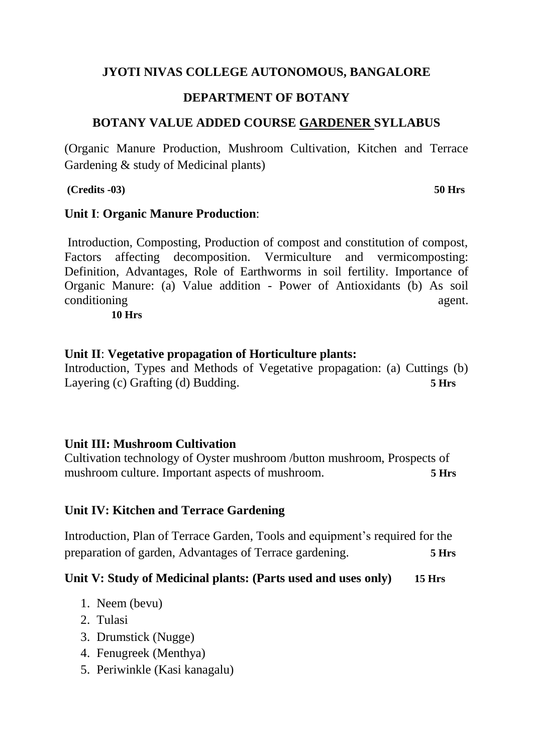**JYOTI NIVAS COLLEGE AUTONOMOUS, BANGALORE**

**DEPARTMENT OF BOTANY**

**BOTANY VALUE ADDED COURSE <u>GARDENER</u> SYLLABUS**

(Organic Manure Production, Mushroom Cultivation, Kitchen and Terrace Gardening & study of Medicinal plants)

**(Credits -03)** **50 Hrs**

**Unit I**: **Organic Manure Production**:

Introduction, Composting, Production of compost and constitution of compost, Factors affecting decomposition. Vermiculture and vermicomposting: Definition, Advantages, Role of Earthworms in soil fertility. Importance of Organic Manure: (a) Value addition - Power of Antioxidants (b) As soil conditioning agent.
**10 Hrs**

**Unit II**: **Vegetative propagation of Horticulture plants:**
Introduction, Types and Methods of Vegetative propagation: (a) Cuttings (b) Layering (c) Grafting (d) Budding. **5 Hrs**

**Unit III: Mushroom Cultivation**
Cultivation technology of Oyster mushroom /button mushroom, Prospects of mushroom culture. Important aspects of mushroom. **5 Hrs**

**Unit IV: Kitchen and Terrace Gardening**

Introduction, Plan of Terrace Garden, Tools and equipment's required for the preparation of garden, Advantages of Terrace gardening. **5 Hrs**

**Unit V: Study of Medicinal plants: (Parts used and uses only)** **15 Hrs**

1. Neem (bevu)
2. Tulasi
3. Drumstick (Nugge)
4. Fenugreek (Menthya)
5. Periwinkle (Kasi kanagalu)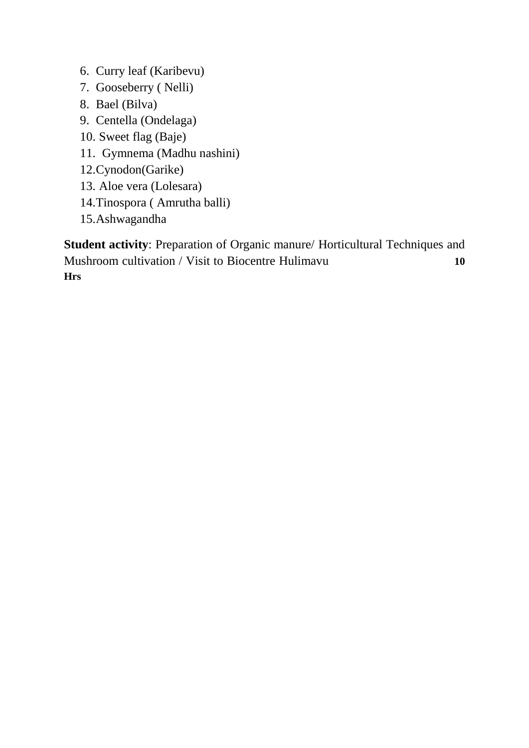6. Curry leaf (Karibevu)
7. Gooseberry ( Nelli)
8. Bael (Bilva)
9. Centella (Ondelaga)
10. Sweet flag (Baje)
11. Gymnema (Madhu nashini)
12. Cynodon(Garike)
13. Aloe vera (Lolesara)
14. Tinospora ( Amrutha balli)
15. Ashwagandha

**Student activity**: Preparation of Organic manure/ Horticultural Techniques and Mushroom cultivation / Visit to Biocentre Hulimavu **10 Hrs**